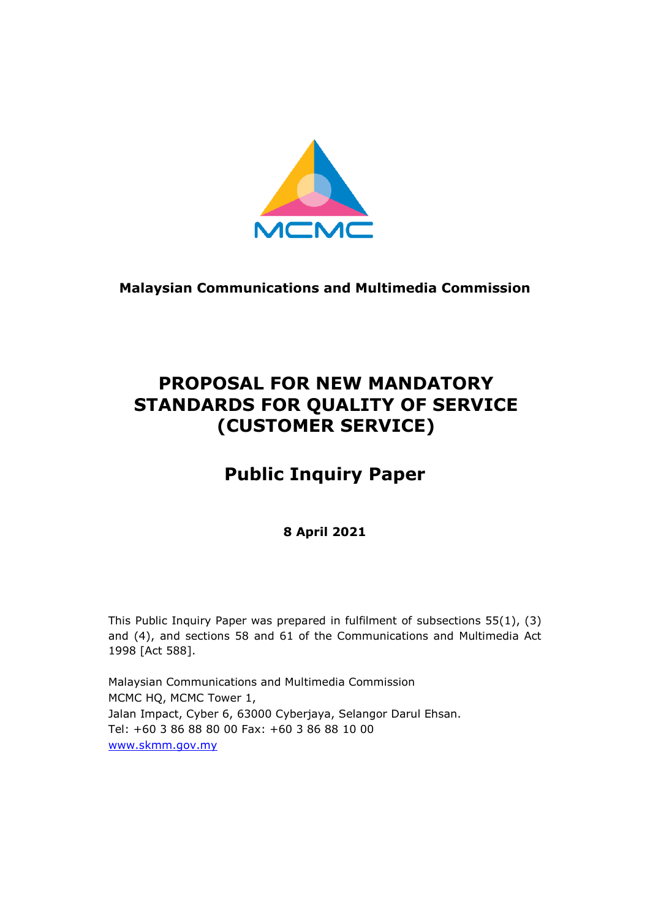MCMC

**Malaysian Communications and Multimedia Commission**

# PROPOSAL FOR NEW MANDATORY STANDARDS FOR QUALITY OF SERVICE (CUSTOMER SERVICE)

## Public Inquiry Paper

**8 April 2021**

This Public Inquiry Paper was prepared in fulfilment of subsections 55(1), (3) and (4), and sections 58 and 61 of the Communications and Multimedia Act 1998 [Act 588].

Malaysian Communications and Multimedia Commission
MCMC HQ, MCMC Tower 1,
Jalan Impact, Cyber 6, 63000 Cyberjaya, Selangor Darul Ehsan.
Tel: +60 3 86 88 80 00 Fax: +60 3 86 88 10 00
www.skmm.gov.my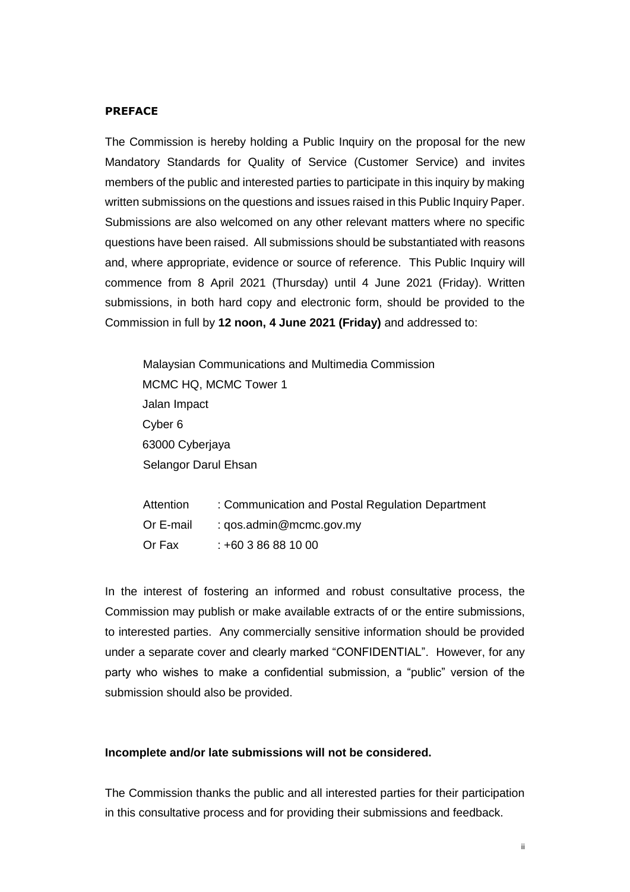## PREFACE

The Commission is hereby holding a Public Inquiry on the proposal for the new Mandatory Standards for Quality of Service (Customer Service) and invites members of the public and interested parties to participate in this inquiry by making written submissions on the questions and issues raised in this Public Inquiry Paper. Submissions are also welcomed on any other relevant matters where no specific questions have been raised. All submissions should be substantiated with reasons and, where appropriate, evidence or source of reference. This Public Inquiry will commence from 8 April 2021 (Thursday) until 4 June 2021 (Friday). Written submissions, in both hard copy and electronic form, should be provided to the Commission in full by **12 noon, 4 June 2021 (Friday)** and addressed to:

Malaysian Communications and Multimedia Commission
MCMC HQ, MCMC Tower 1
Jalan Impact
Cyber 6
63000 Cyberjaya
Selangor Darul Ehsan

Attention : Communication and Postal Regulation Department
Or E-mail : qos.admin@mcmc.gov.my
Or Fax : +60 3 86 88 10 00

In the interest of fostering an informed and robust consultative process, the Commission may publish or make available extracts of or the entire submissions, to interested parties. Any commercially sensitive information should be provided under a separate cover and clearly marked "CONFIDENTIAL". However, for any party who wishes to make a confidential submission, a "public" version of the submission should also be provided.

**Incomplete and/or late submissions will not be considered.**

The Commission thanks the public and all interested parties for their participation in this consultative process and for providing their submissions and feedback.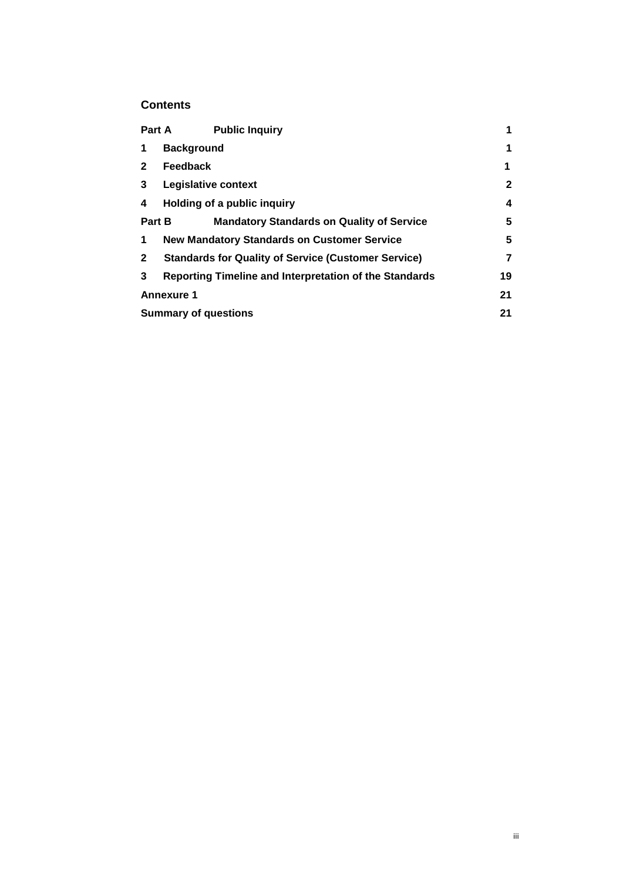## Contents

| | | |
|---|---|---|
| **Part A** | **Public Inquiry** | **1** |
| **1** | **Background** | **1** |
| **2** | **Feedback** | **1** |
| **3** | **Legislative context** | **2** |
| **4** | **Holding of a public inquiry** | **4** |
| **Part B** | **Mandatory Standards on Quality of Service** | **5** |
| **1** | **New Mandatory Standards on Customer Service** | **5** |
| **2** | **Standards for Quality of Service (Customer Service)** | **7** |
| **3** | **Reporting Timeline and Interpretation of the Standards** | **19** |
| **Annexure 1** | | **21** |
| **Summary of questions** | | **21** |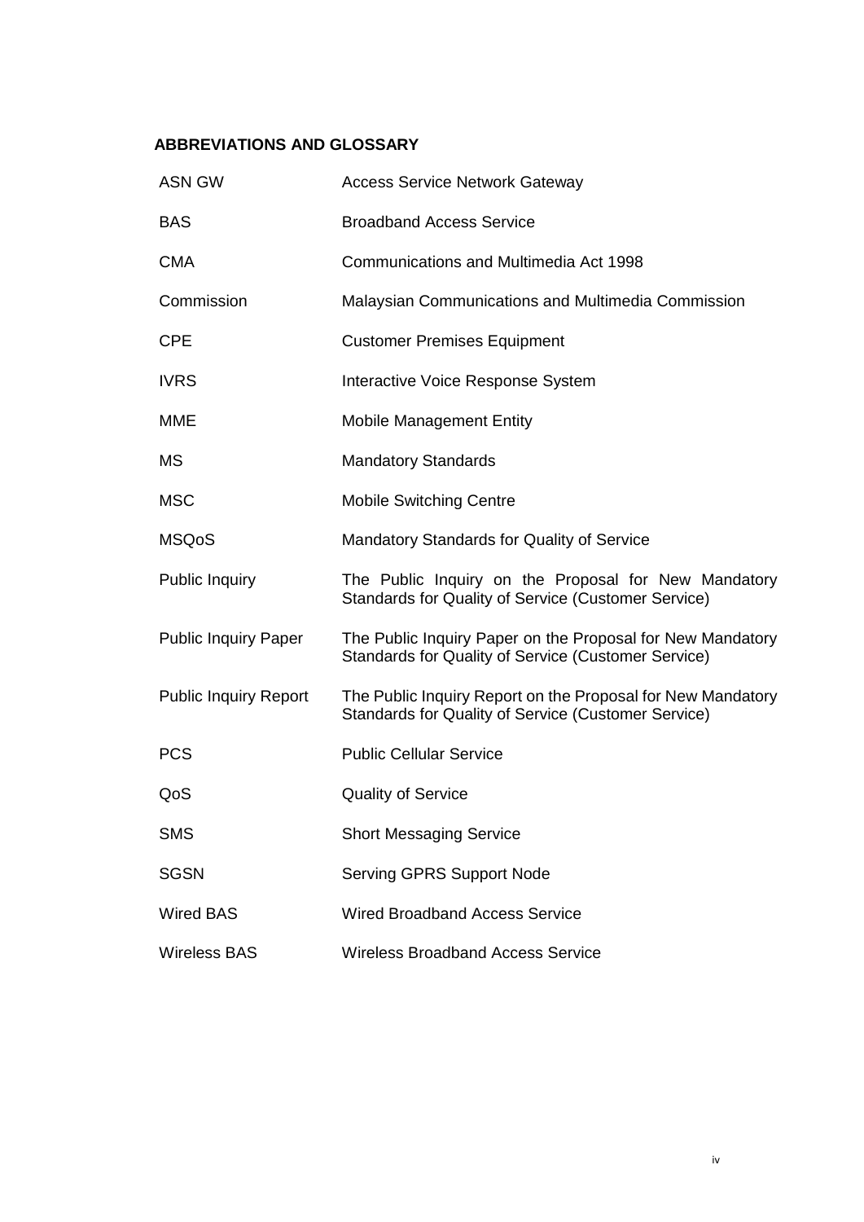## ABBREVIATIONS AND GLOSSARY

| | |
|---|---|
| ASN GW | Access Service Network Gateway |
| BAS | Broadband Access Service |
| CMA | Communications and Multimedia Act 1998 |
| Commission | Malaysian Communications and Multimedia Commission |
| CPE | Customer Premises Equipment |
| IVRS | Interactive Voice Response System |
| MME | Mobile Management Entity |
| MS | Mandatory Standards |
| MSC | Mobile Switching Centre |
| MSQoS | Mandatory Standards for Quality of Service |
| Public Inquiry | The Public Inquiry on the Proposal for New Mandatory Standards for Quality of Service (Customer Service) |
| Public Inquiry Paper | The Public Inquiry Paper on the Proposal for New Mandatory Standards for Quality of Service (Customer Service) |
| Public Inquiry Report | The Public Inquiry Report on the Proposal for New Mandatory Standards for Quality of Service (Customer Service) |
| PCS | Public Cellular Service |
| QoS | Quality of Service |
| SMS | Short Messaging Service |
| SGSN | Serving GPRS Support Node |
| Wired BAS | Wired Broadband Access Service |
| Wireless BAS | Wireless Broadband Access Service |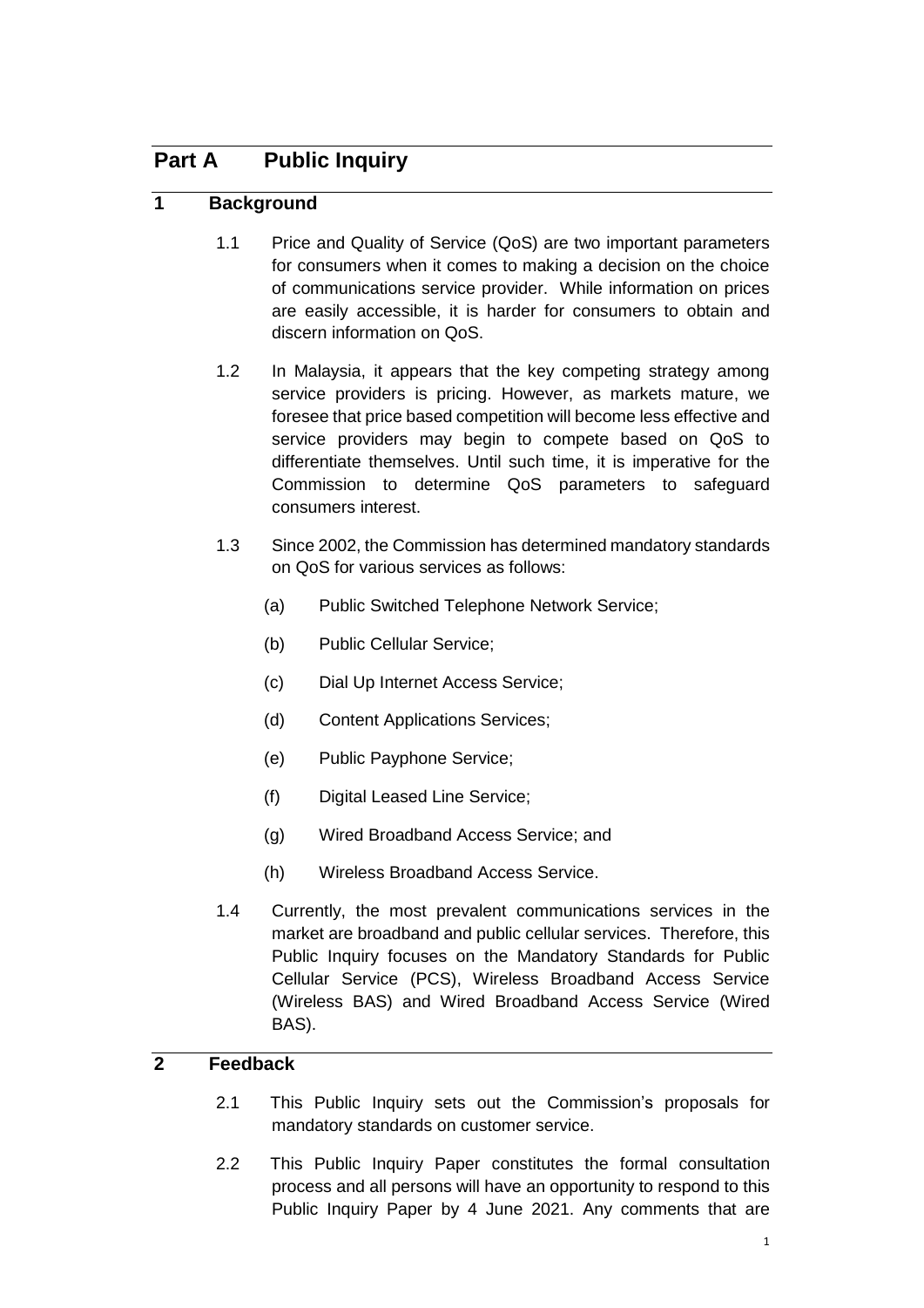# Part A Public Inquiry

## 1 Background

1.1 Price and Quality of Service (QoS) are two important parameters for consumers when it comes to making a decision on the choice of communications service provider. While information on prices are easily accessible, it is harder for consumers to obtain and discern information on QoS.

1.2 In Malaysia, it appears that the key competing strategy among service providers is pricing. However, as markets mature, we foresee that price based competition will become less effective and service providers may begin to compete based on QoS to differentiate themselves. Until such time, it is imperative for the Commission to determine QoS parameters to safeguard consumers interest.

1.3 Since 2002, the Commission has determined mandatory standards on QoS for various services as follows:

(a) Public Switched Telephone Network Service;

(b) Public Cellular Service;

(c) Dial Up Internet Access Service;

(d) Content Applications Services;

(e) Public Payphone Service;

(f) Digital Leased Line Service;

(g) Wired Broadband Access Service; and

(h) Wireless Broadband Access Service.

1.4 Currently, the most prevalent communications services in the market are broadband and public cellular services. Therefore, this Public Inquiry focuses on the Mandatory Standards for Public Cellular Service (PCS), Wireless Broadband Access Service (Wireless BAS) and Wired Broadband Access Service (Wired BAS).

## 2 Feedback

2.1 This Public Inquiry sets out the Commission's proposals for mandatory standards on customer service.

2.2 This Public Inquiry Paper constitutes the formal consultation process and all persons will have an opportunity to respond to this Public Inquiry Paper by 4 June 2021. Any comments that are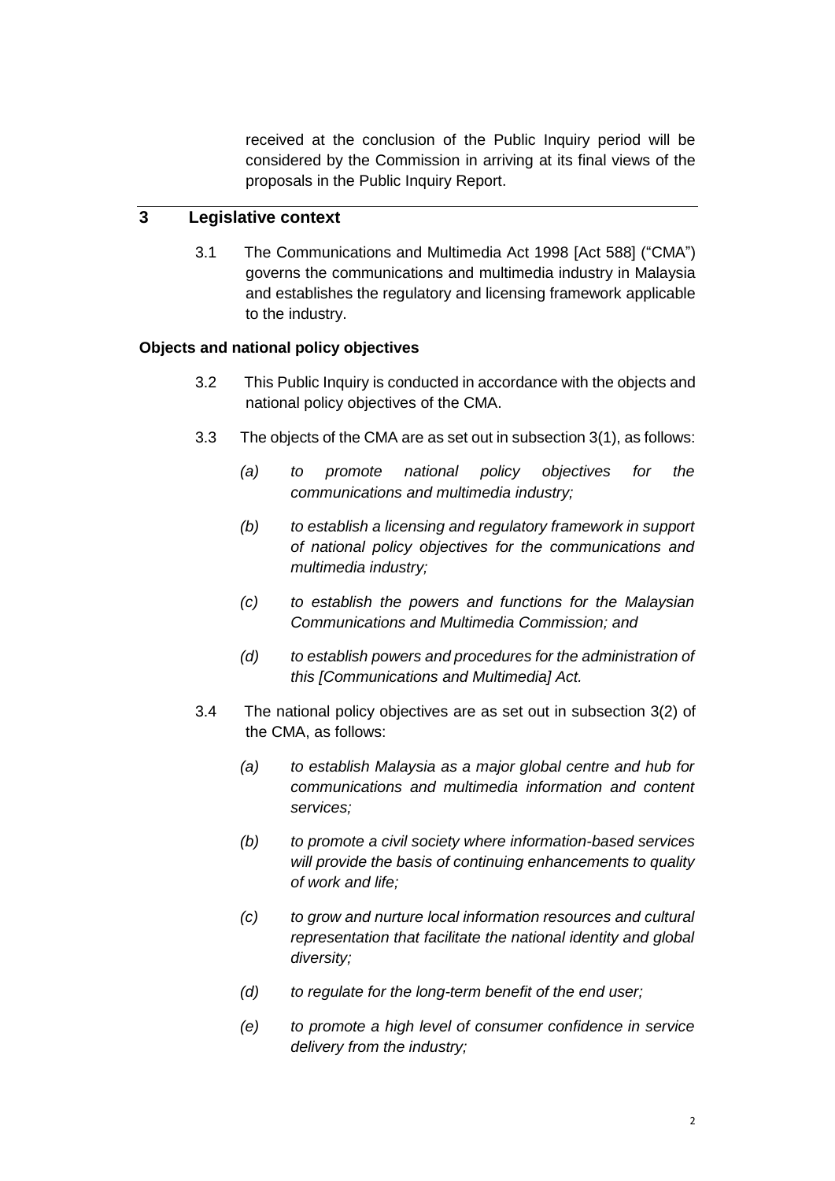received at the conclusion of the Public Inquiry period will be considered by the Commission in arriving at its final views of the proposals in the Public Inquiry Report.

## 3 Legislative context

3.1 The Communications and Multimedia Act 1998 [Act 588] ("CMA") governs the communications and multimedia industry in Malaysia and establishes the regulatory and licensing framework applicable to the industry.

**Objects and national policy objectives**

3.2 This Public Inquiry is conducted in accordance with the objects and national policy objectives of the CMA.

3.3 The objects of the CMA are as set out in subsection 3(1), as follows:

*(a) to promote national policy objectives for the communications and multimedia industry;*

*(b) to establish a licensing and regulatory framework in support of national policy objectives for the communications and multimedia industry;*

*(c) to establish the powers and functions for the Malaysian Communications and Multimedia Commission; and*

*(d) to establish powers and procedures for the administration of this [Communications and Multimedia] Act.*

3.4 The national policy objectives are as set out in subsection 3(2) of the CMA, as follows:

*(a) to establish Malaysia as a major global centre and hub for communications and multimedia information and content services;*

*(b) to promote a civil society where information-based services will provide the basis of continuing enhancements to quality of work and life;*

*(c) to grow and nurture local information resources and cultural representation that facilitate the national identity and global diversity;*

*(d) to regulate for the long-term benefit of the end user;*

*(e) to promote a high level of consumer confidence in service delivery from the industry;*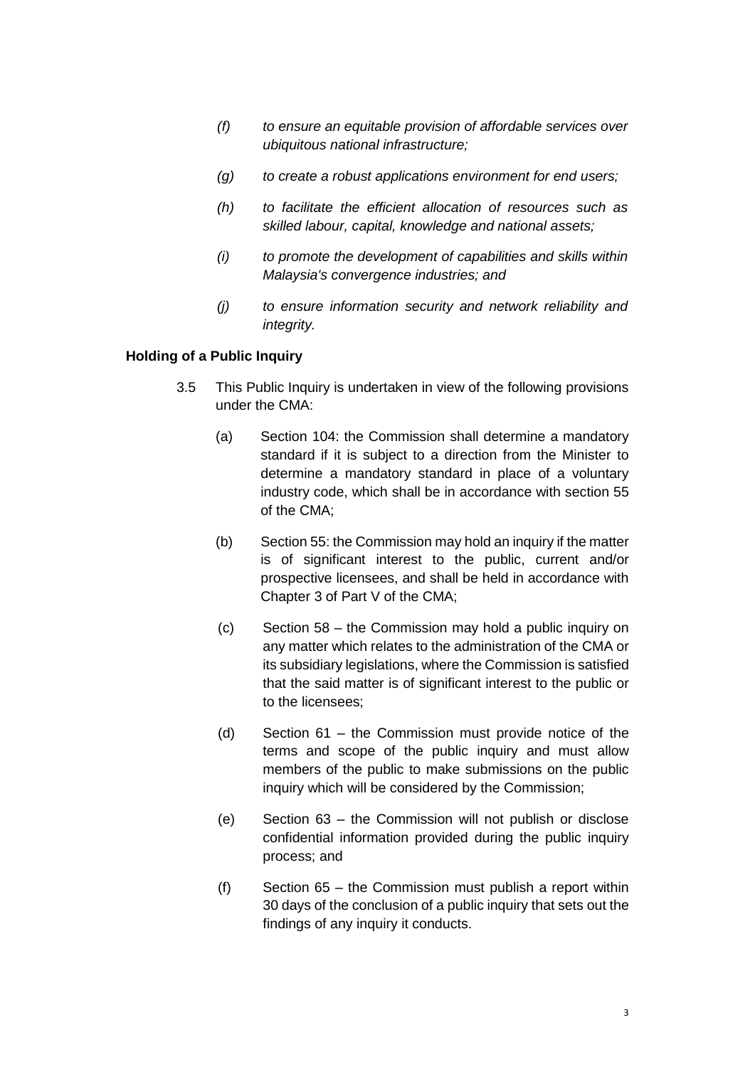*(f) to ensure an equitable provision of affordable services over ubiquitous national infrastructure;*

*(g) to create a robust applications environment for end users;*

*(h) to facilitate the efficient allocation of resources such as skilled labour, capital, knowledge and national assets;*

*(i) to promote the development of capabilities and skills within Malaysia's convergence industries; and*

*(j) to ensure information security and network reliability and integrity.*

**Holding of a Public Inquiry**

3.5 This Public Inquiry is undertaken in view of the following provisions under the CMA:

(a) Section 104: the Commission shall determine a mandatory standard if it is subject to a direction from the Minister to determine a mandatory standard in place of a voluntary industry code, which shall be in accordance with section 55 of the CMA;

(b) Section 55: the Commission may hold an inquiry if the matter is of significant interest to the public, current and/or prospective licensees, and shall be held in accordance with Chapter 3 of Part V of the CMA;

(c) Section 58 – the Commission may hold a public inquiry on any matter which relates to the administration of the CMA or its subsidiary legislations, where the Commission is satisfied that the said matter is of significant interest to the public or to the licensees;

(d) Section 61 – the Commission must provide notice of the terms and scope of the public inquiry and must allow members of the public to make submissions on the public inquiry which will be considered by the Commission;

(e) Section 63 – the Commission will not publish or disclose confidential information provided during the public inquiry process; and

(f) Section 65 – the Commission must publish a report within 30 days of the conclusion of a public inquiry that sets out the findings of any inquiry it conducts.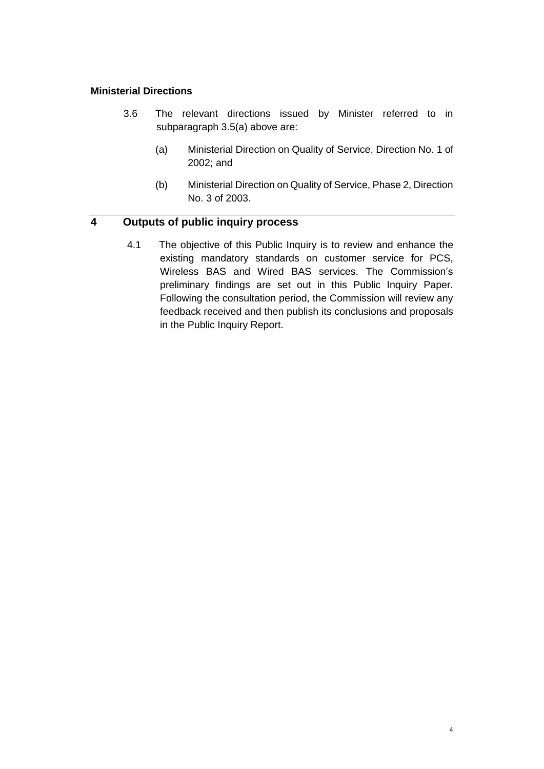**Ministerial Directions**

3.6 The relevant directions issued by Minister referred to in subparagraph 3.5(a) above are:

(a) Ministerial Direction on Quality of Service, Direction No. 1 of 2002; and

(b) Ministerial Direction on Quality of Service, Phase 2, Direction No. 3 of 2003.

## 4 Outputs of public inquiry process

4.1 The objective of this Public Inquiry is to review and enhance the existing mandatory standards on customer service for PCS, Wireless BAS and Wired BAS services. The Commission's preliminary findings are set out in this Public Inquiry Paper. Following the consultation period, the Commission will review any feedback received and then publish its conclusions and proposals in the Public Inquiry Report.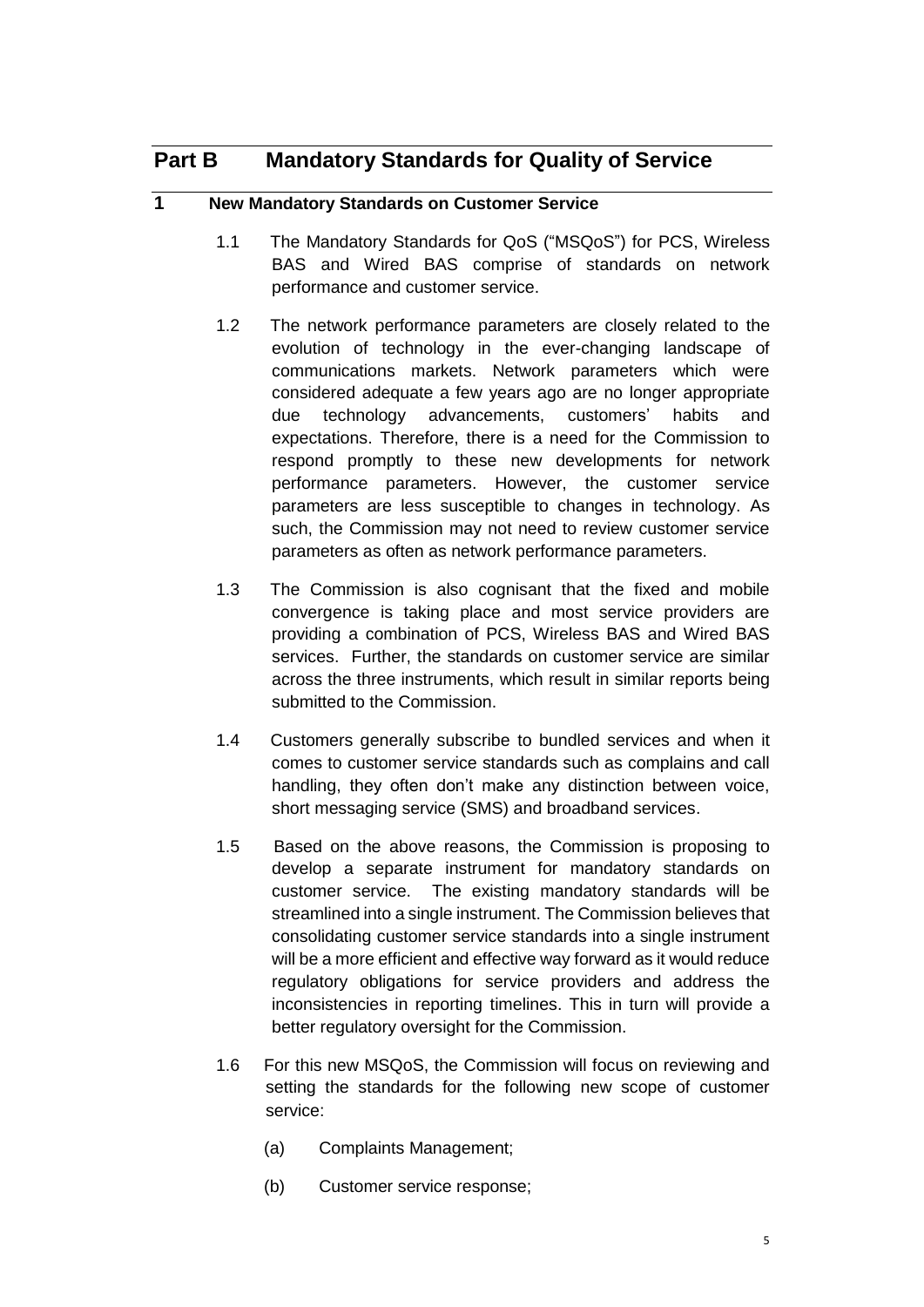# Part B Mandatory Standards for Quality of Service

## 1 New Mandatory Standards on Customer Service

1.1 The Mandatory Standards for QoS ("MSQoS") for PCS, Wireless BAS and Wired BAS comprise of standards on network performance and customer service.

1.2 The network performance parameters are closely related to the evolution of technology in the ever-changing landscape of communications markets. Network parameters which were considered adequate a few years ago are no longer appropriate due technology advancements, customers' habits and expectations. Therefore, there is a need for the Commission to respond promptly to these new developments for network performance parameters. However, the customer service parameters are less susceptible to changes in technology. As such, the Commission may not need to review customer service parameters as often as network performance parameters.

1.3 The Commission is also cognisant that the fixed and mobile convergence is taking place and most service providers are providing a combination of PCS, Wireless BAS and Wired BAS services. Further, the standards on customer service are similar across the three instruments, which result in similar reports being submitted to the Commission.

1.4 Customers generally subscribe to bundled services and when it comes to customer service standards such as complains and call handling, they often don't make any distinction between voice, short messaging service (SMS) and broadband services.

1.5 Based on the above reasons, the Commission is proposing to develop a separate instrument for mandatory standards on customer service. The existing mandatory standards will be streamlined into a single instrument. The Commission believes that consolidating customer service standards into a single instrument will be a more efficient and effective way forward as it would reduce regulatory obligations for service providers and address the inconsistencies in reporting timelines. This in turn will provide a better regulatory oversight for the Commission.

1.6 For this new MSQoS, the Commission will focus on reviewing and setting the standards for the following new scope of customer service:

(a) Complaints Management;

(b) Customer service response;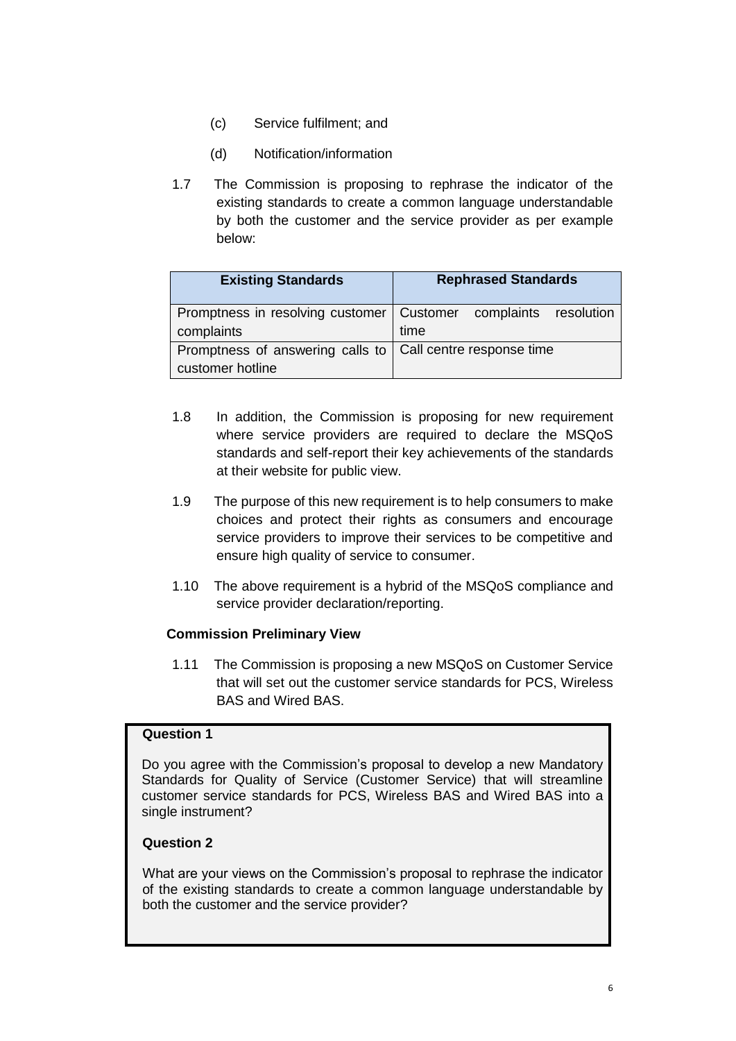(c) Service fulfilment; and

(d) Notification/information

1.7 The Commission is proposing to rephrase the indicator of the existing standards to create a common language understandable by both the customer and the service provider as per example below:

| Existing Standards | Rephrased Standards |
|---|---|
| Promptness in resolving customer complaints | Customer complaints resolution time |
| Promptness of answering calls to customer hotline | Call centre response time |

1.8 In addition, the Commission is proposing for new requirement where service providers are required to declare the MSQoS standards and self-report their key achievements of the standards at their website for public view.

1.9 The purpose of this new requirement is to help consumers to make choices and protect their rights as consumers and encourage service providers to improve their services to be competitive and ensure high quality of service to consumer.

1.10 The above requirement is a hybrid of the MSQoS compliance and service provider declaration/reporting.

**Commission Preliminary View**

1.11 The Commission is proposing a new MSQoS on Customer Service that will set out the customer service standards for PCS, Wireless BAS and Wired BAS.

**Question 1**

Do you agree with the Commission's proposal to develop a new Mandatory Standards for Quality of Service (Customer Service) that will streamline customer service standards for PCS, Wireless BAS and Wired BAS into a single instrument?

**Question 2**

What are your views on the Commission's proposal to rephrase the indicator of the existing standards to create a common language understandable by both the customer and the service provider?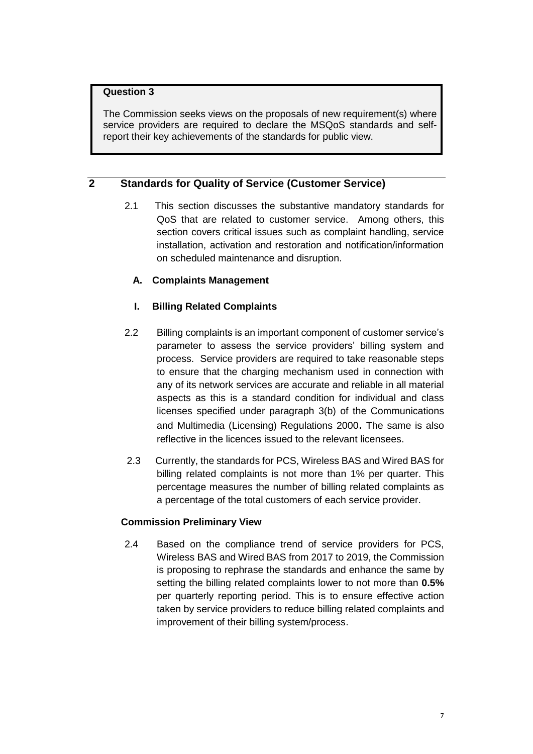**Question 3**

The Commission seeks views on the proposals of new requirement(s) where service providers are required to declare the MSQoS standards and self-report their key achievements of the standards for public view.

## 2 Standards for Quality of Service (Customer Service)

2.1 This section discusses the substantive mandatory standards for QoS that are related to customer service. Among others, this section covers critical issues such as complaint handling, service installation, activation and restoration and notification/information on scheduled maintenance and disruption.

### A. Complaints Management

#### I. Billing Related Complaints

2.2 Billing complaints is an important component of customer service's parameter to assess the service providers' billing system and process. Service providers are required to take reasonable steps to ensure that the charging mechanism used in connection with any of its network services are accurate and reliable in all material aspects as this is a standard condition for individual and class licenses specified under paragraph 3(b) of the Communications and Multimedia (Licensing) Regulations 2000. The same is also reflective in the licences issued to the relevant licensees.

2.3 Currently, the standards for PCS, Wireless BAS and Wired BAS for billing related complaints is not more than 1% per quarter. This percentage measures the number of billing related complaints as a percentage of the total customers of each service provider.

**Commission Preliminary View**

2.4 Based on the compliance trend of service providers for PCS, Wireless BAS and Wired BAS from 2017 to 2019, the Commission is proposing to rephrase the standards and enhance the same by setting the billing related complaints lower to not more than **0.5%** per quarterly reporting period. This is to ensure effective action taken by service providers to reduce billing related complaints and improvement of their billing system/process.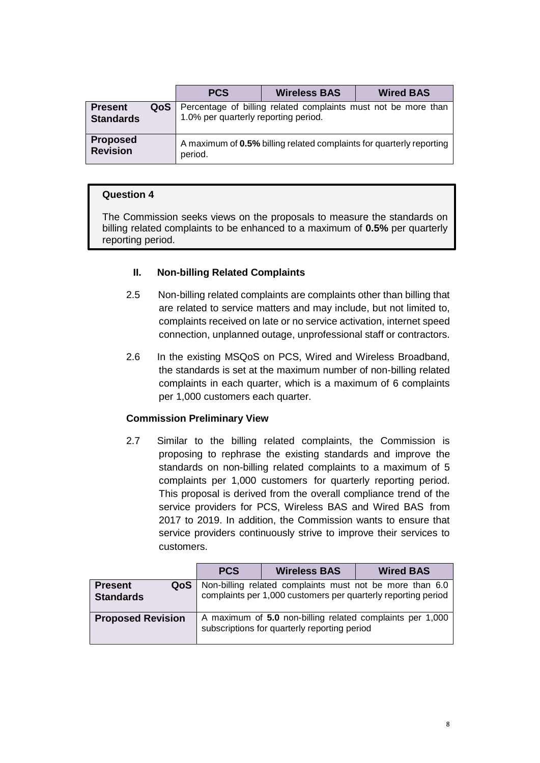| | PCS | Wireless BAS | Wired BAS |
|---|---|---|---|
| **Present QoS Standards** | Percentage of billing related complaints must not be more than 1.0% per quarterly reporting period. | | |
| **Proposed Revision** | A maximum of **0.5%** billing related complaints for quarterly reporting period. | | |

**Question 4**

The Commission seeks views on the proposals to measure the standards on billing related complaints to be enhanced to a maximum of **0.5%** per quarterly reporting period.

### II. Non-billing Related Complaints

2.5 Non-billing related complaints are complaints other than billing that are related to service matters and may include, but not limited to, complaints received on late or no service activation, internet speed connection, unplanned outage, unprofessional staff or contractors.

2.6 In the existing MSQoS on PCS, Wired and Wireless Broadband, the standards is set at the maximum number of non-billing related complaints in each quarter, which is a maximum of 6 complaints per 1,000 customers each quarter.

**Commission Preliminary View**

2.7 Similar to the billing related complaints, the Commission is proposing to rephrase the existing standards and improve the standards on non-billing related complaints to a maximum of 5 complaints per 1,000 customers for quarterly reporting period. This proposal is derived from the overall compliance trend of the service providers for PCS, Wireless BAS and Wired BAS from 2017 to 2019. In addition, the Commission wants to ensure that service providers continuously strive to improve their services to customers.

| | PCS | Wireless BAS | Wired BAS |
|---|---|---|---|
| **Present QoS Standards** | Non-billing related complaints must not be more than 6.0 complaints per 1,000 customers per quarterly reporting period | | |
| **Proposed Revision** | A maximum of **5.0** non-billing related complaints per 1,000 subscriptions for quarterly reporting period | | |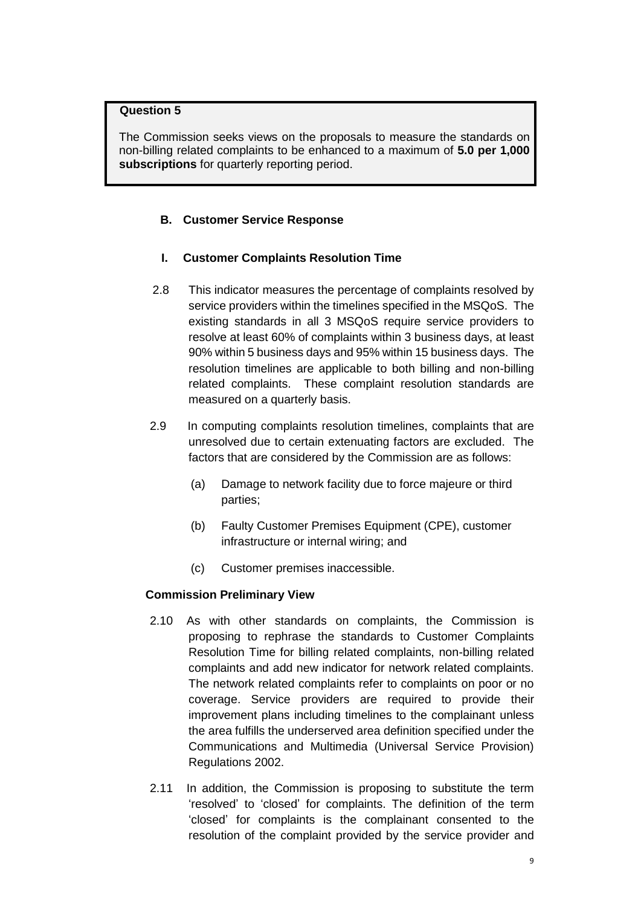> **Question 5**
>
> The Commission seeks views on the proposals to measure the standards on non-billing related complaints to be enhanced to a maximum of **5.0 per 1,000 subscriptions** for quarterly reporting period.

**B. Customer Service Response**

**I. Customer Complaints Resolution Time**

2.8 This indicator measures the percentage of complaints resolved by service providers within the timelines specified in the MSQoS. The existing standards in all 3 MSQoS require service providers to resolve at least 60% of complaints within 3 business days, at least 90% within 5 business days and 95% within 15 business days. The resolution timelines are applicable to both billing and non-billing related complaints. These complaint resolution standards are measured on a quarterly basis.

2.9 In computing complaints resolution timelines, complaints that are unresolved due to certain extenuating factors are excluded. The factors that are considered by the Commission are as follows:

(a) Damage to network facility due to force majeure or third parties;

(b) Faulty Customer Premises Equipment (CPE), customer infrastructure or internal wiring; and

(c) Customer premises inaccessible.

**Commission Preliminary View**

2.10 As with other standards on complaints, the Commission is proposing to rephrase the standards to Customer Complaints Resolution Time for billing related complaints, non-billing related complaints and add new indicator for network related complaints. The network related complaints refer to complaints on poor or no coverage. Service providers are required to provide their improvement plans including timelines to the complainant unless the area fulfills the underserved area definition specified under the Communications and Multimedia (Universal Service Provision) Regulations 2002.

2.11 In addition, the Commission is proposing to substitute the term 'resolved' to 'closed' for complaints. The definition of the term 'closed' for complaints is the complainant consented to the resolution of the complaint provided by the service provider and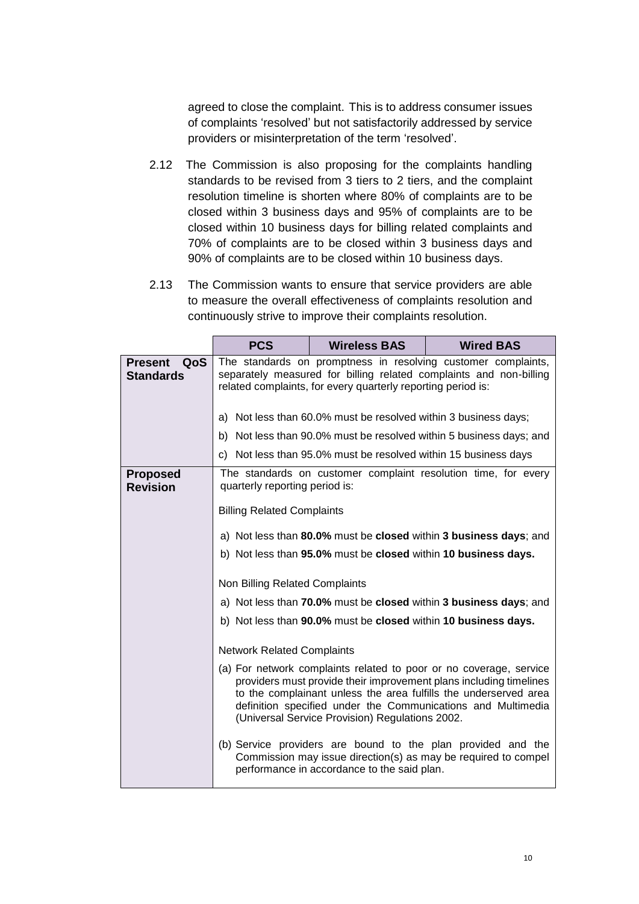agreed to close the complaint. This is to address consumer issues of complaints 'resolved' but not satisfactorily addressed by service providers or misinterpretation of the term 'resolved'.

2.12 The Commission is also proposing for the complaints handling standards to be revised from 3 tiers to 2 tiers, and the complaint resolution timeline is shorten where 80% of complaints are to be closed within 3 business days and 95% of complaints are to be closed within 10 business days for billing related complaints and 70% of complaints are to be closed within 3 business days and 90% of complaints are to be closed within 10 business days.

2.13 The Commission wants to ensure that service providers are able to measure the overall effectiveness of complaints resolution and continuously strive to improve their complaints resolution.

| | PCS | Wireless BAS | Wired BAS |
|---|---|---|---|
| **Present QoS Standards** | The standards on promptness in resolving customer complaints, separately measured for billing related complaints and non-billing related complaints, for every quarterly reporting period is:<br><br>a) Not less than 60.0% must be resolved within 3 business days;<br>b) Not less than 90.0% must be resolved within 5 business days; and<br>c) Not less than 95.0% must be resolved within 15 business days | | |
| **Proposed Revision** | The standards on customer complaint resolution time, for every quarterly reporting period is:<br><br>Billing Related Complaints<br><br>a) Not less than **80.0%** must be **closed** within **3 business days**; and<br>b) Not less than **95.0%** must be **closed** within **10 business days.**<br><br>Non Billing Related Complaints<br><br>a) Not less than **70.0%** must be **closed** within **3 business days**; and<br>b) Not less than **90.0%** must be **closed** within **10 business days.**<br><br>Network Related Complaints<br><br>(a) For network complaints related to poor or no coverage, service providers must provide their improvement plans including timelines to the complainant unless the area fulfills the underserved area definition specified under the Communications and Multimedia (Universal Service Provision) Regulations 2002.<br><br>(b) Service providers are bound to the plan provided and the Commission may issue direction(s) as may be required to compel performance in accordance to the said plan. | | |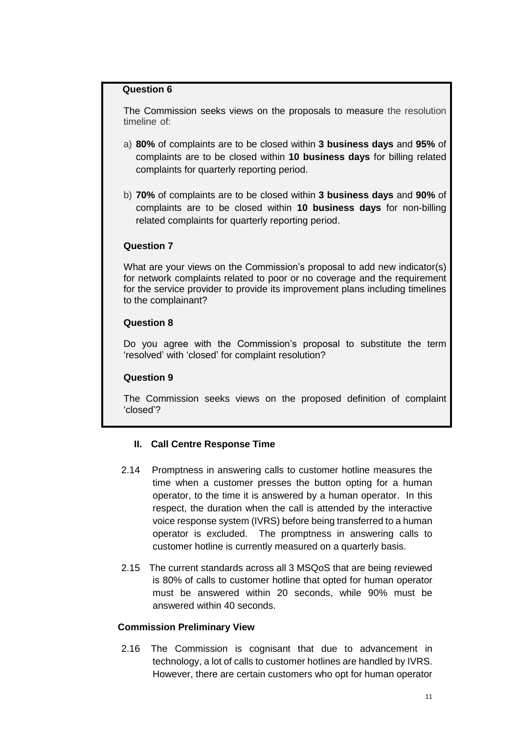**Question 6**

The Commission seeks views on the proposals to measure the resolution timeline of:

a) **80%** of complaints are to be closed within **3 business days** and **95%** of complaints are to be closed within **10 business days** for billing related complaints for quarterly reporting period.

b) **70%** of complaints are to be closed within **3 business days** and **90%** of complaints are to be closed within **10 business days** for non-billing related complaints for quarterly reporting period.

**Question 7**

What are your views on the Commission's proposal to add new indicator(s) for network complaints related to poor or no coverage and the requirement for the service provider to provide its improvement plans including timelines to the complainant?

**Question 8**

Do you agree with the Commission's proposal to substitute the term 'resolved' with 'closed' for complaint resolution?

**Question 9**

The Commission seeks views on the proposed definition of complaint 'closed'?

### II. Call Centre Response Time

2.14 Promptness in answering calls to customer hotline measures the time when a customer presses the button opting for a human operator, to the time it is answered by a human operator. In this respect, the duration when the call is attended by the interactive voice response system (IVRS) before being transferred to a human operator is excluded. The promptness in answering calls to customer hotline is currently measured on a quarterly basis.

2.15 The current standards across all 3 MSQoS that are being reviewed is 80% of calls to customer hotline that opted for human operator must be answered within 20 seconds, while 90% must be answered within 40 seconds.

**Commission Preliminary View**

2.16 The Commission is cognisant that due to advancement in technology, a lot of calls to customer hotlines are handled by IVRS. However, there are certain customers who opt for human operator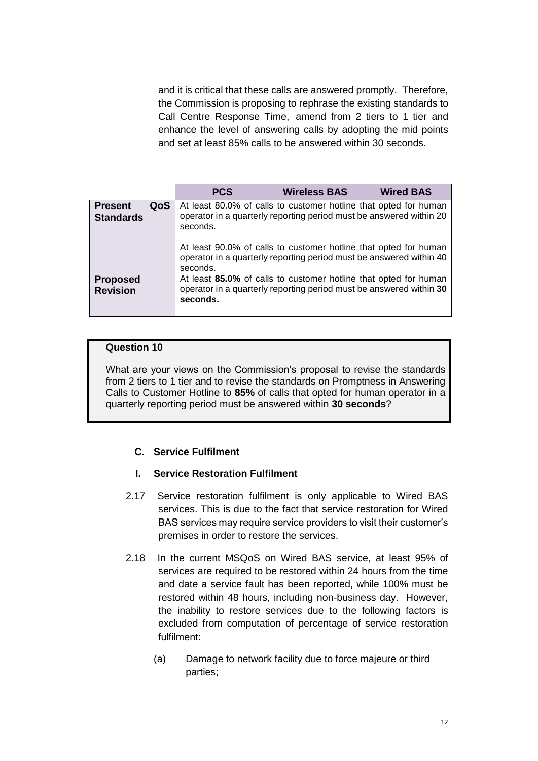and it is critical that these calls are answered promptly. Therefore, the Commission is proposing to rephrase the existing standards to Call Centre Response Time, amend from 2 tiers to 1 tier and enhance the level of answering calls by adopting the mid points and set at least 85% calls to be answered within 30 seconds.

| | PCS | Wireless BAS | Wired BAS |
|---|---|---|---|
| **Present QoS Standards** | At least 80.0% of calls to customer hotline that opted for human operator in a quarterly reporting period must be answered within 20 seconds.<br><br>At least 90.0% of calls to customer hotline that opted for human operator in a quarterly reporting period must be answered within 40 seconds. | | |
| **Proposed Revision** | At least **85.0%** of calls to customer hotline that opted for human operator in a quarterly reporting period must be answered within **30 seconds.** | | |

> **Question 10**
>
> What are your views on the Commission's proposal to revise the standards from 2 tiers to 1 tier and to revise the standards on Promptness in Answering Calls to Customer Hotline to **85%** of calls that opted for human operator in a quarterly reporting period must be answered within **30 seconds**?

### C. Service Fulfilment

#### I. Service Restoration Fulfilment

2.17 Service restoration fulfilment is only applicable to Wired BAS services. This is due to the fact that service restoration for Wired BAS services may require service providers to visit their customer's premises in order to restore the services.

2.18 In the current MSQoS on Wired BAS service, at least 95% of services are required to be restored within 24 hours from the time and date a service fault has been reported, while 100% must be restored within 48 hours, including non-business day. However, the inability to restore services due to the following factors is excluded from computation of percentage of service restoration fulfilment:

(a) Damage to network facility due to force majeure or third parties;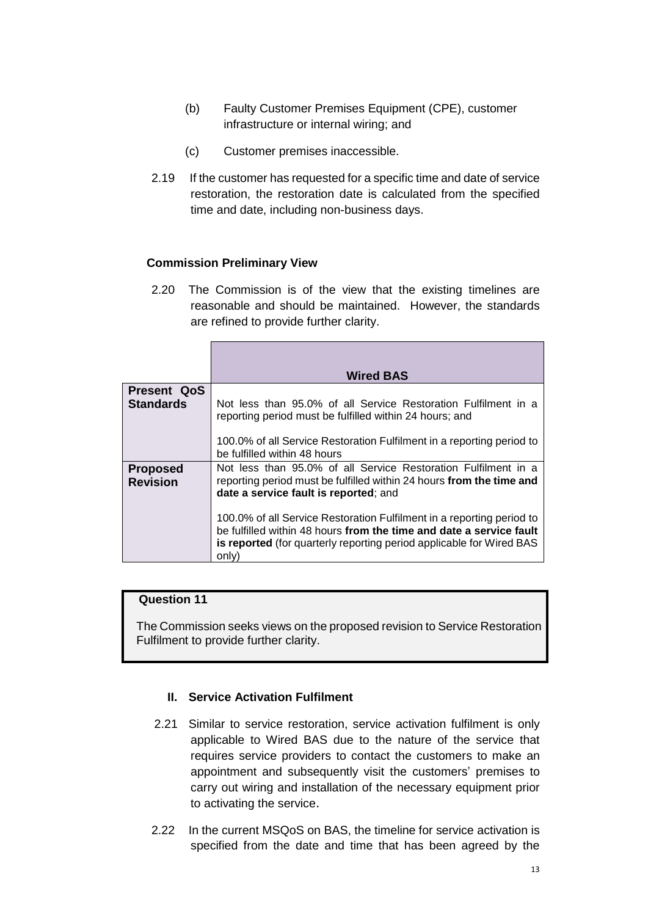(b) Faulty Customer Premises Equipment (CPE), customer infrastructure or internal wiring; and

(c) Customer premises inaccessible.

2.19 If the customer has requested for a specific time and date of service restoration, the restoration date is calculated from the specified time and date, including non-business days.

**Commission Preliminary View**

2.20 The Commission is of the view that the existing timelines are reasonable and should be maintained. However, the standards are refined to provide further clarity.

| | **Wired BAS** |
|---|---|
| **Present QoS Standards** | Not less than 95.0% of all Service Restoration Fulfilment in a reporting period must be fulfilled within 24 hours; and<br><br>100.0% of all Service Restoration Fulfilment in a reporting period to be fulfilled within 48 hours |
| **Proposed Revision** | Not less than 95.0% of all Service Restoration Fulfilment in a reporting period must be fulfilled within 24 hours **from the time and date a service fault is reported**; and<br><br>100.0% of all Service Restoration Fulfilment in a reporting period to be fulfilled within 48 hours **from the time and date a service fault is reported** (for quarterly reporting period applicable for Wired BAS only) |

> **Question 11**
>
> The Commission seeks views on the proposed revision to Service Restoration Fulfilment to provide further clarity.

### II. Service Activation Fulfilment

2.21 Similar to service restoration, service activation fulfilment is only applicable to Wired BAS due to the nature of the service that requires service providers to contact the customers to make an appointment and subsequently visit the customers' premises to carry out wiring and installation of the necessary equipment prior to activating the service.

2.22 In the current MSQoS on BAS, the timeline for service activation is specified from the date and time that has been agreed by the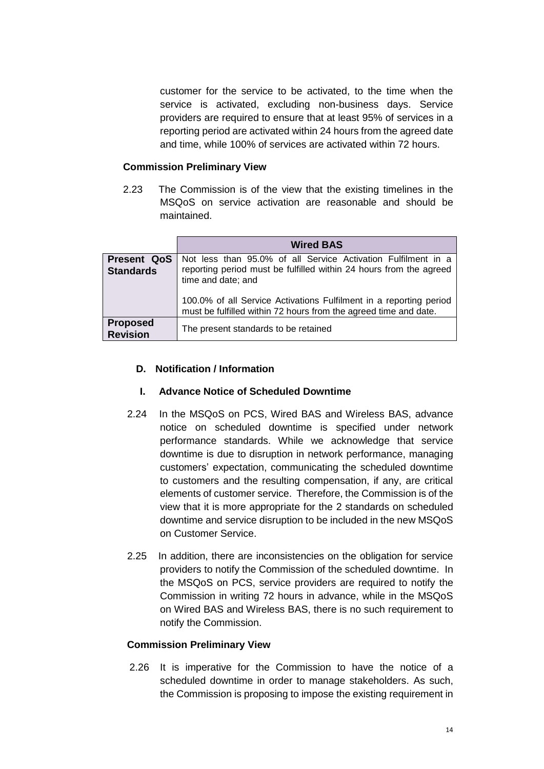customer for the service to be activated, to the time when the service is activated, excluding non-business days. Service providers are required to ensure that at least 95% of services in a reporting period are activated within 24 hours from the agreed date and time, while 100% of services are activated within 72 hours.

**Commission Preliminary View**

2.23 The Commission is of the view that the existing timelines in the MSQoS on service activation are reasonable and should be maintained.

| | **Wired BAS** |
|---|---|
| **Present QoS Standards** | Not less than 95.0% of all Service Activation Fulfilment in a reporting period must be fulfilled within 24 hours from the agreed time and date; and<br><br>100.0% of all Service Activations Fulfilment in a reporting period must be fulfilled within 72 hours from the agreed time and date. |
| **Proposed Revision** | The present standards to be retained |

### D. Notification / Information

#### I. Advance Notice of Scheduled Downtime

2.24 In the MSQoS on PCS, Wired BAS and Wireless BAS, advance notice on scheduled downtime is specified under network performance standards. While we acknowledge that service downtime is due to disruption in network performance, managing customers' expectation, communicating the scheduled downtime to customers and the resulting compensation, if any, are critical elements of customer service. Therefore, the Commission is of the view that it is more appropriate for the 2 standards on scheduled downtime and service disruption to be included in the new MSQoS on Customer Service.

2.25 In addition, there are inconsistencies on the obligation for service providers to notify the Commission of the scheduled downtime. In the MSQoS on PCS, service providers are required to notify the Commission in writing 72 hours in advance, while in the MSQoS on Wired BAS and Wireless BAS, there is no such requirement to notify the Commission.

**Commission Preliminary View**

2.26 It is imperative for the Commission to have the notice of a scheduled downtime in order to manage stakeholders. As such, the Commission is proposing to impose the existing requirement in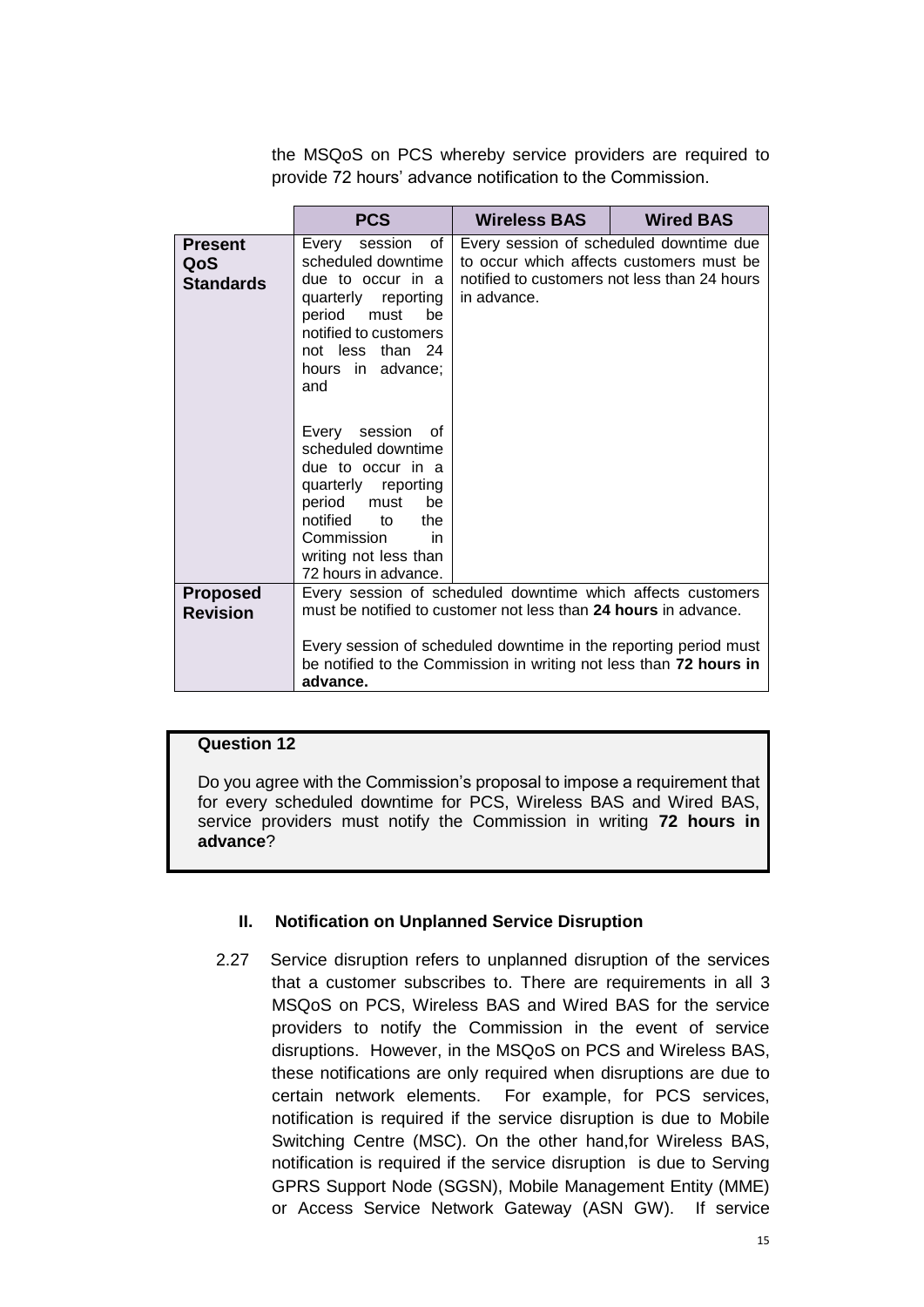the MSQoS on PCS whereby service providers are required to provide 72 hours' advance notification to the Commission.

| | PCS | Wireless BAS | Wired BAS |
|---|---|---|---|
| **Present QoS Standards** | Every session of scheduled downtime due to occur in a quarterly reporting period must be notified to customers not less than 24 hours in advance; and<br><br>Every session of scheduled downtime due to occur in a quarterly reporting period must be notified to the Commission in writing not less than 72 hours in advance. | Every session of scheduled downtime due to occur which affects customers must be notified to customers not less than 24 hours in advance. | |
| **Proposed Revision** | Every session of scheduled downtime which affects customers must be notified to customer not less than **24 hours** in advance.<br><br>Every session of scheduled downtime in the reporting period must be notified to the Commission in writing not less than **72 hours in advance.** | | |

> **Question 12**
>
> Do you agree with the Commission's proposal to impose a requirement that for every scheduled downtime for PCS, Wireless BAS and Wired BAS, service providers must notify the Commission in writing **72 hours in advance**?

**II. Notification on Unplanned Service Disruption**

2.27 Service disruption refers to unplanned disruption of the services that a customer subscribes to. There are requirements in all 3 MSQoS on PCS, Wireless BAS and Wired BAS for the service providers to notify the Commission in the event of service disruptions. However, in the MSQoS on PCS and Wireless BAS, these notifications are only required when disruptions are due to certain network elements. For example, for PCS services, notification is required if the service disruption is due to Mobile Switching Centre (MSC). On the other hand,for Wireless BAS, notification is required if the service disruption is due to Serving GPRS Support Node (SGSN), Mobile Management Entity (MME) or Access Service Network Gateway (ASN GW). If service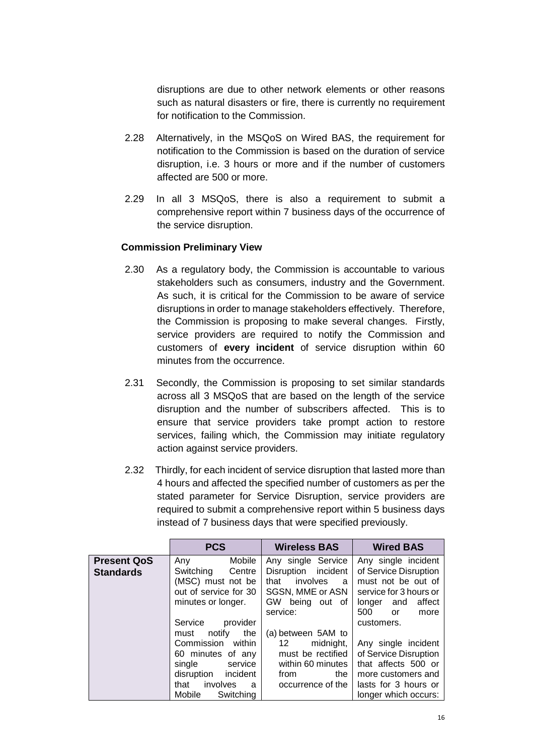disruptions are due to other network elements or other reasons such as natural disasters or fire, there is currently no requirement for notification to the Commission.

2.28 Alternatively, in the MSQoS on Wired BAS, the requirement for notification to the Commission is based on the duration of service disruption, i.e. 3 hours or more and if the number of customers affected are 500 or more.

2.29 In all 3 MSQoS, there is also a requirement to submit a comprehensive report within 7 business days of the occurrence of the service disruption.

**Commission Preliminary View**

2.30 As a regulatory body, the Commission is accountable to various stakeholders such as consumers, industry and the Government. As such, it is critical for the Commission to be aware of service disruptions in order to manage stakeholders effectively. Therefore, the Commission is proposing to make several changes. Firstly, service providers are required to notify the Commission and customers of **every incident** of service disruption within 60 minutes from the occurrence.

2.31 Secondly, the Commission is proposing to set similar standards across all 3 MSQoS that are based on the length of the service disruption and the number of subscribers affected. This is to ensure that service providers take prompt action to restore services, failing which, the Commission may initiate regulatory action against service providers.

2.32 Thirdly, for each incident of service disruption that lasted more than 4 hours and affected the specified number of customers as per the stated parameter for Service Disruption, service providers are required to submit a comprehensive report within 5 business days instead of 7 business days that were specified previously.

| | **PCS** | **Wireless BAS** | **Wired BAS** |
|---|---|---|---|
| **Present QoS Standards** | Any Mobile Switching Centre (MSC) must not be out of service for 30 minutes or longer.<br><br>Service provider must notify the Commission within 60 minutes of any single service disruption incident that involves a Mobile Switching | Any single Service Disruption incident that involves a SGSN, MME or ASN GW being out of service:<br><br>(a) between 5AM to 12 midnight, must be rectified within 60 minutes from the occurrence of the | Any single incident of Service Disruption must not be out of service for 3 hours or longer and affect 500 or more customers.<br><br>Any single incident of Service Disruption that affects 500 or more customers and lasts for 3 hours or longer which occurs: |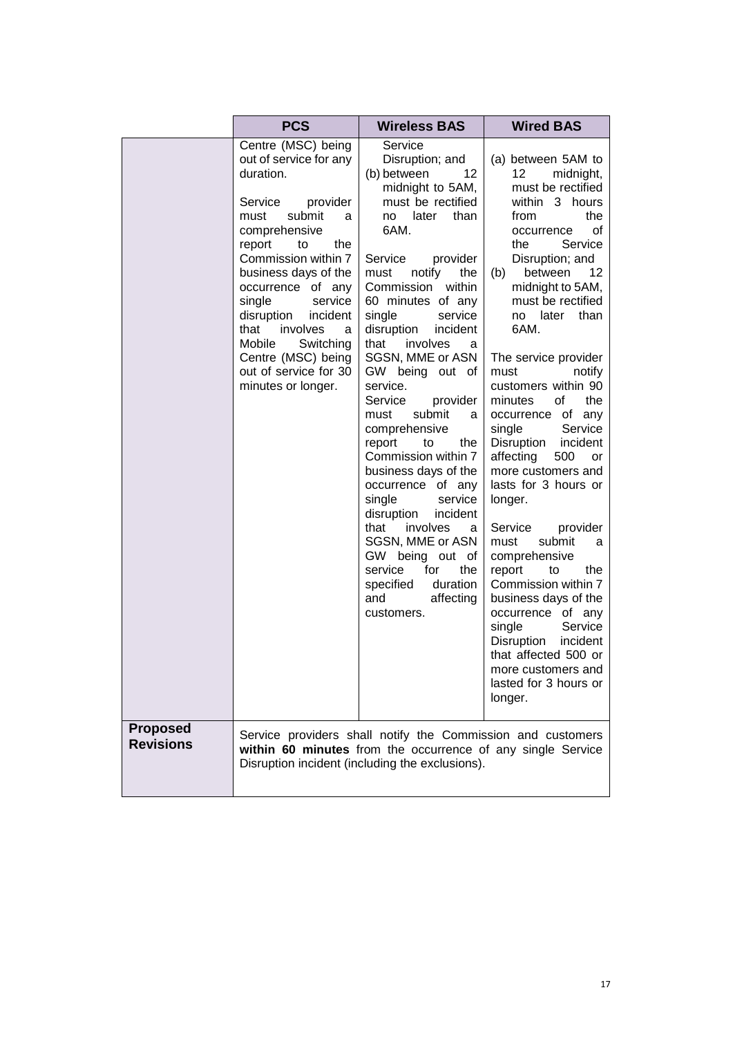| | PCS | Wireless BAS | Wired BAS |
|---|---|---|---|
| | Centre (MSC) being out of service for any duration.<br><br>Service provider must submit a comprehensive report to the Commission within 7 business days of the occurrence of any single service disruption incident that involves a Mobile Switching Centre (MSC) being out of service for 30 minutes or longer. | Service Disruption; and<br>(b) between 12 midnight to 5AM, must be rectified no later than 6AM.<br><br>Service provider must notify the Commission within 60 minutes of any single service disruption incident that involves a SGSN, MME or ASN GW being out of service.<br>Service provider must submit a comprehensive report to the Commission within 7 business days of the occurrence of any single service disruption incident that involves a SGSN, MME or ASN GW being out of service for the specified duration and affecting customers. | (a) between 5AM to 12 midnight, must be rectified within 3 hours from the occurrence of the Service Disruption; and<br>(b) between 12 midnight to 5AM, must be rectified no later than 6AM.<br><br>The service provider must notify customers within 90 minutes of the occurrence of any single Service Disruption incident affecting 500 or more customers and lasts for 3 hours or longer.<br><br>Service provider must submit a comprehensive report to the Commission within 7 business days of the occurrence of any single Service Disruption incident that affected 500 or more customers and lasted for 3 hours or longer. |
| **Proposed Revisions** | Service providers shall notify the Commission and customers **within 60 minutes** from the occurrence of any single Service Disruption incident (including the exclusions). | | |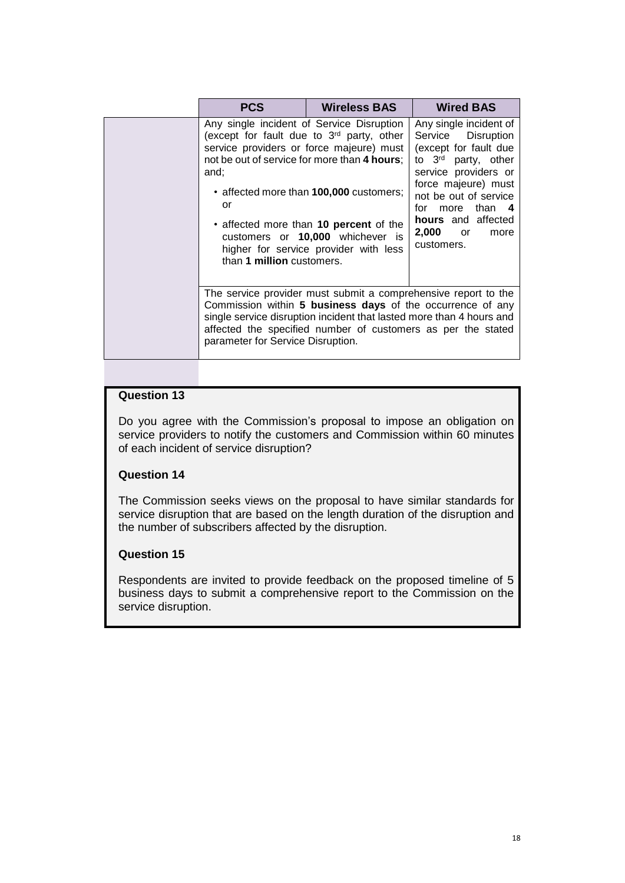| | PCS | Wireless BAS | Wired BAS |
|---|---|---|---|
| | Any single incident of Service Disruption (except for fault due to 3rd party, other service providers or force majeure) must not be out of service for more than **4 hours**; and;<br>• affected more than **100,000** customers; or<br>• affected more than **10 percent** of the customers or **10,000** whichever is higher for service provider with less than **1 million** customers. | | Any single incident of Service Disruption (except for fault due to 3rd party, other service providers or force majeure) must not be out of service for more than **4 hours** and affected **2,000** or more customers. |
| | The service provider must submit a comprehensive report to the Commission within **5 business days** of the occurrence of any single service disruption incident that lasted more than 4 hours and affected the specified number of customers as per the stated parameter for Service Disruption. | | |

**Question 13**

Do you agree with the Commission's proposal to impose an obligation on service providers to notify the customers and Commission within 60 minutes of each incident of service disruption?

**Question 14**

The Commission seeks views on the proposal to have similar standards for service disruption that are based on the length duration of the disruption and the number of subscribers affected by the disruption.

**Question 15**

Respondents are invited to provide feedback on the proposed timeline of 5 business days to submit a comprehensive report to the Commission on the service disruption.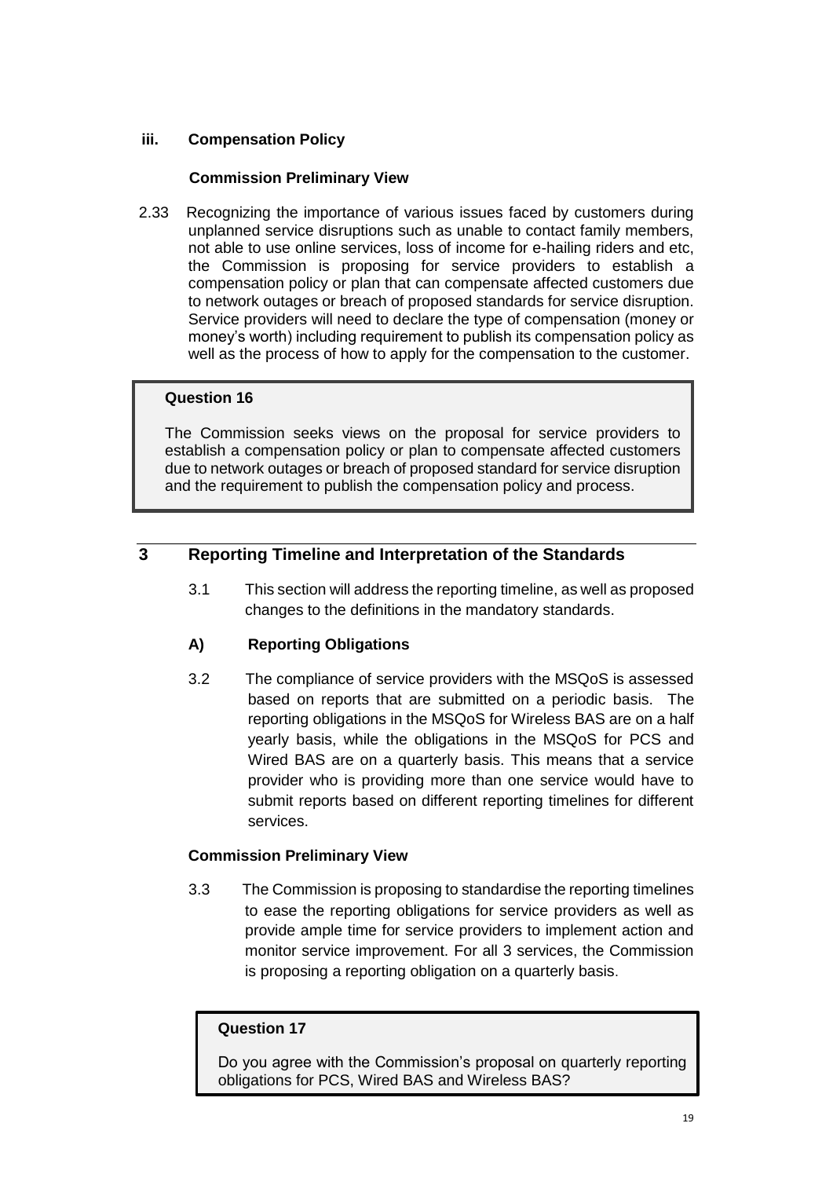### iii. Compensation Policy

**Commission Preliminary View**

2.33 Recognizing the importance of various issues faced by customers during unplanned service disruptions such as unable to contact family members, not able to use online services, loss of income for e-hailing riders and etc, the Commission is proposing for service providers to establish a compensation policy or plan that can compensate affected customers due to network outages or breach of proposed standards for service disruption. Service providers will need to declare the type of compensation (money or money's worth) including requirement to publish its compensation policy as well as the process of how to apply for the compensation to the customer.

> **Question 16**
>
> The Commission seeks views on the proposal for service providers to establish a compensation policy or plan to compensate affected customers due to network outages or breach of proposed standard for service disruption and the requirement to publish the compensation policy and process.

## 3 Reporting Timeline and Interpretation of the Standards

3.1 This section will address the reporting timeline, as well as proposed changes to the definitions in the mandatory standards.

### A) Reporting Obligations

3.2 The compliance of service providers with the MSQoS is assessed based on reports that are submitted on a periodic basis. The reporting obligations in the MSQoS for Wireless BAS are on a half yearly basis, while the obligations in the MSQoS for PCS and Wired BAS are on a quarterly basis. This means that a service provider who is providing more than one service would have to submit reports based on different reporting timelines for different services.

**Commission Preliminary View**

3.3 The Commission is proposing to standardise the reporting timelines to ease the reporting obligations for service providers as well as provide ample time for service providers to implement action and monitor service improvement. For all 3 services, the Commission is proposing a reporting obligation on a quarterly basis.

> **Question 17**
>
> Do you agree with the Commission's proposal on quarterly reporting obligations for PCS, Wired BAS and Wireless BAS?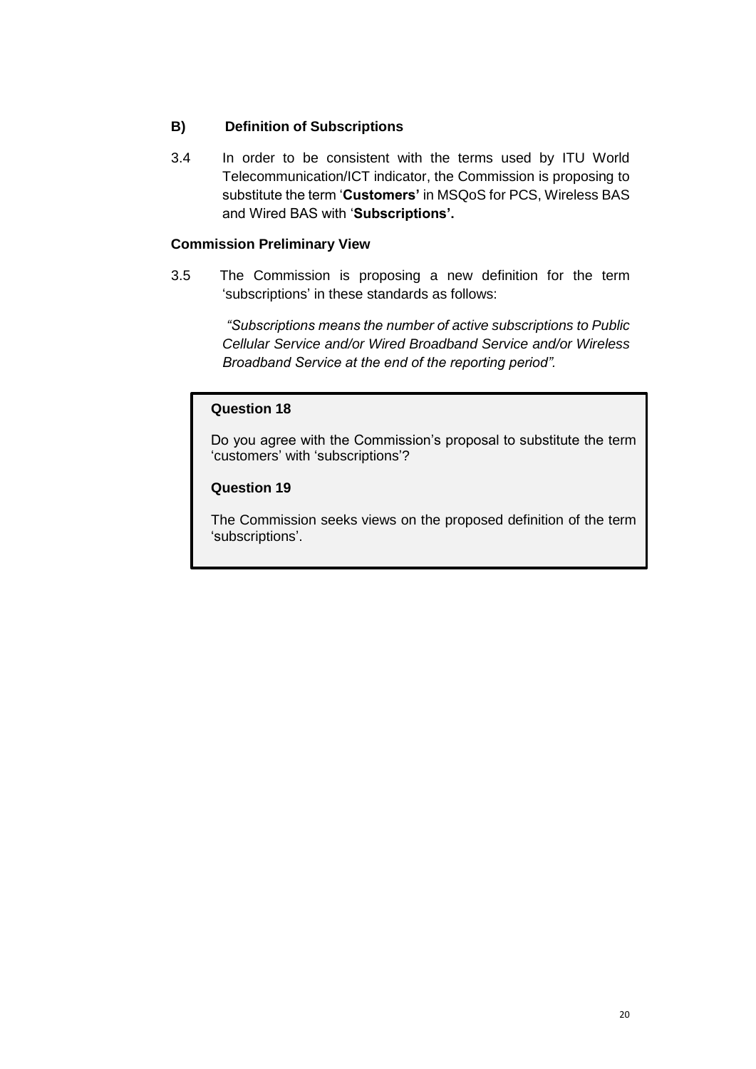## B) Definition of Subscriptions

3.4 In order to be consistent with the terms used by ITU World Telecommunication/ICT indicator, the Commission is proposing to substitute the term '**Customers'** in MSQoS for PCS, Wireless BAS and Wired BAS with '**Subscriptions'.**

### Commission Preliminary View

3.5 The Commission is proposing a new definition for the term 'subscriptions' in these standards as follows:

> *"Subscriptions means the number of active subscriptions to Public Cellular Service and/or Wired Broadband Service and/or Wireless Broadband Service at the end of the reporting period".*

**Question 18**

Do you agree with the Commission's proposal to substitute the term 'customers' with 'subscriptions'?

**Question 19**

The Commission seeks views on the proposed definition of the term 'subscriptions'.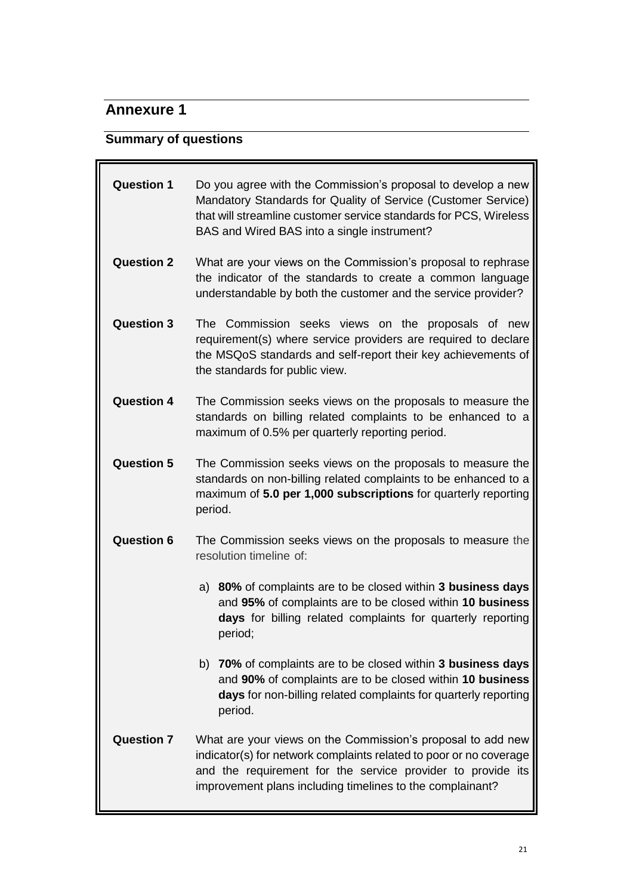## Annexure 1

### Summary of questions

**Question 1** Do you agree with the Commission's proposal to develop a new Mandatory Standards for Quality of Service (Customer Service) that will streamline customer service standards for PCS, Wireless BAS and Wired BAS into a single instrument?

**Question 2** What are your views on the Commission's proposal to rephrase the indicator of the standards to create a common language understandable by both the customer and the service provider?

**Question 3** The Commission seeks views on the proposals of new requirement(s) where service providers are required to declare the MSQoS standards and self-report their key achievements of the standards for public view.

**Question 4** The Commission seeks views on the proposals to measure the standards on billing related complaints to be enhanced to a maximum of 0.5% per quarterly reporting period.

**Question 5** The Commission seeks views on the proposals to measure the standards on non-billing related complaints to be enhanced to a maximum of **5.0 per 1,000 subscriptions** for quarterly reporting period.

**Question 6** The Commission seeks views on the proposals to measure the resolution timeline of:

a) **80%** of complaints are to be closed within **3 business days** and **95%** of complaints are to be closed within **10 business days** for billing related complaints for quarterly reporting period;

b) **70%** of complaints are to be closed within **3 business days** and **90%** of complaints are to be closed within **10 business days** for non-billing related complaints for quarterly reporting period.

**Question 7** What are your views on the Commission's proposal to add new indicator(s) for network complaints related to poor or no coverage and the requirement for the service provider to provide its improvement plans including timelines to the complainant?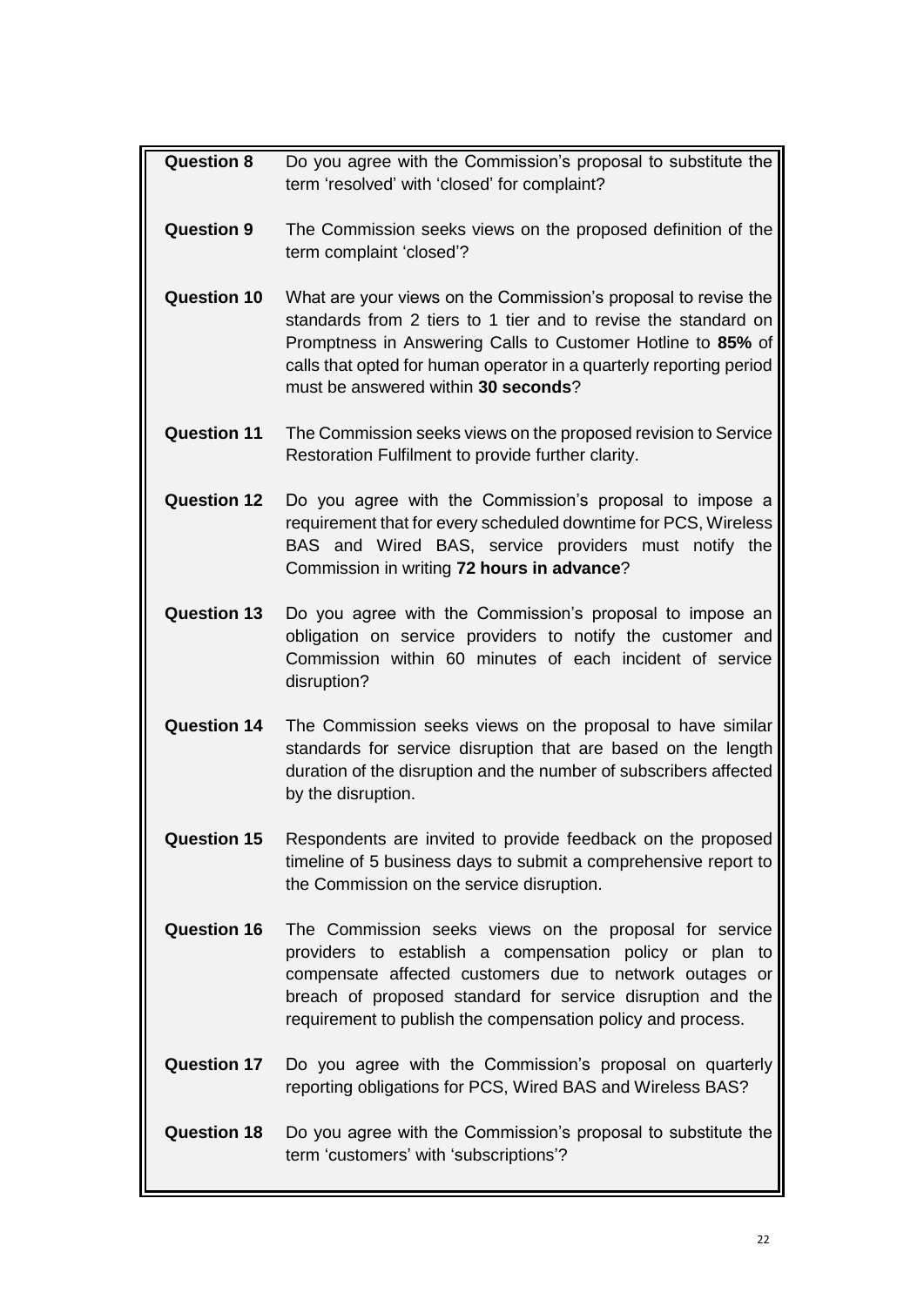| | |
|---|---|
| **Question 8** | Do you agree with the Commission's proposal to substitute the term 'resolved' with 'closed' for complaint? |
| **Question 9** | The Commission seeks views on the proposed definition of the term complaint 'closed'? |
| **Question 10** | What are your views on the Commission's proposal to revise the standards from 2 tiers to 1 tier and to revise the standard on Promptness in Answering Calls to Customer Hotline to **85%** of calls that opted for human operator in a quarterly reporting period must be answered within **30 seconds**? |
| **Question 11** | The Commission seeks views on the proposed revision to Service Restoration Fulfilment to provide further clarity. |
| **Question 12** | Do you agree with the Commission's proposal to impose a requirement that for every scheduled downtime for PCS, Wireless BAS and Wired BAS, service providers must notify the Commission in writing **72 hours in advance**? |
| **Question 13** | Do you agree with the Commission's proposal to impose an obligation on service providers to notify the customer and Commission within 60 minutes of each incident of service disruption? |
| **Question 14** | The Commission seeks views on the proposal to have similar standards for service disruption that are based on the length duration of the disruption and the number of subscribers affected by the disruption. |
| **Question 15** | Respondents are invited to provide feedback on the proposed timeline of 5 business days to submit a comprehensive report to the Commission on the service disruption. |
| **Question 16** | The Commission seeks views on the proposal for service providers to establish a compensation policy or plan to compensate affected customers due to network outages or breach of proposed standard for service disruption and the requirement to publish the compensation policy and process. |
| **Question 17** | Do you agree with the Commission's proposal on quarterly reporting obligations for PCS, Wired BAS and Wireless BAS? |
| **Question 18** | Do you agree with the Commission's proposal to substitute the term 'customers' with 'subscriptions'? |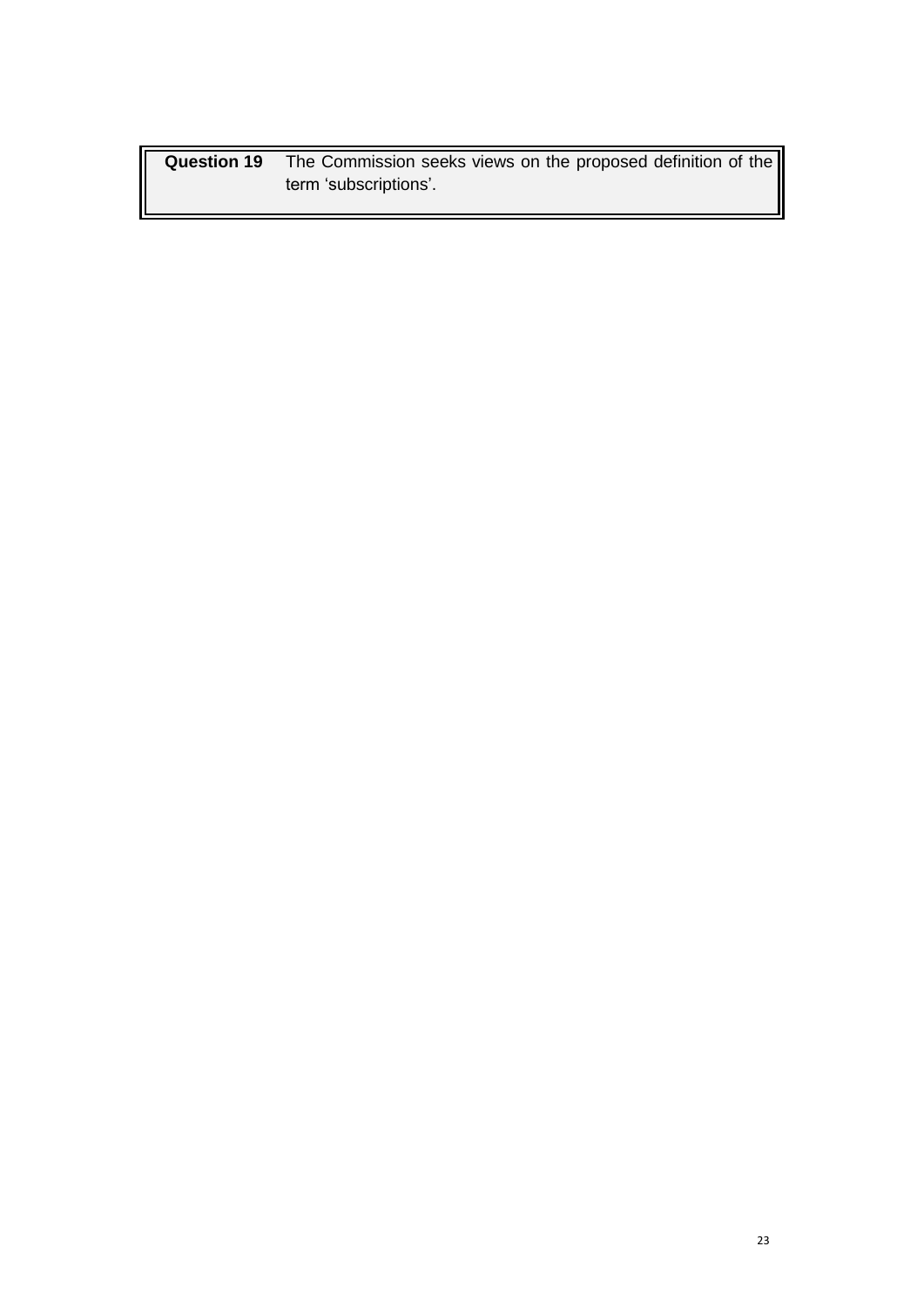| | |
|---|---|
| **Question 19** | The Commission seeks views on the proposed definition of the term ‘subscriptions’. |